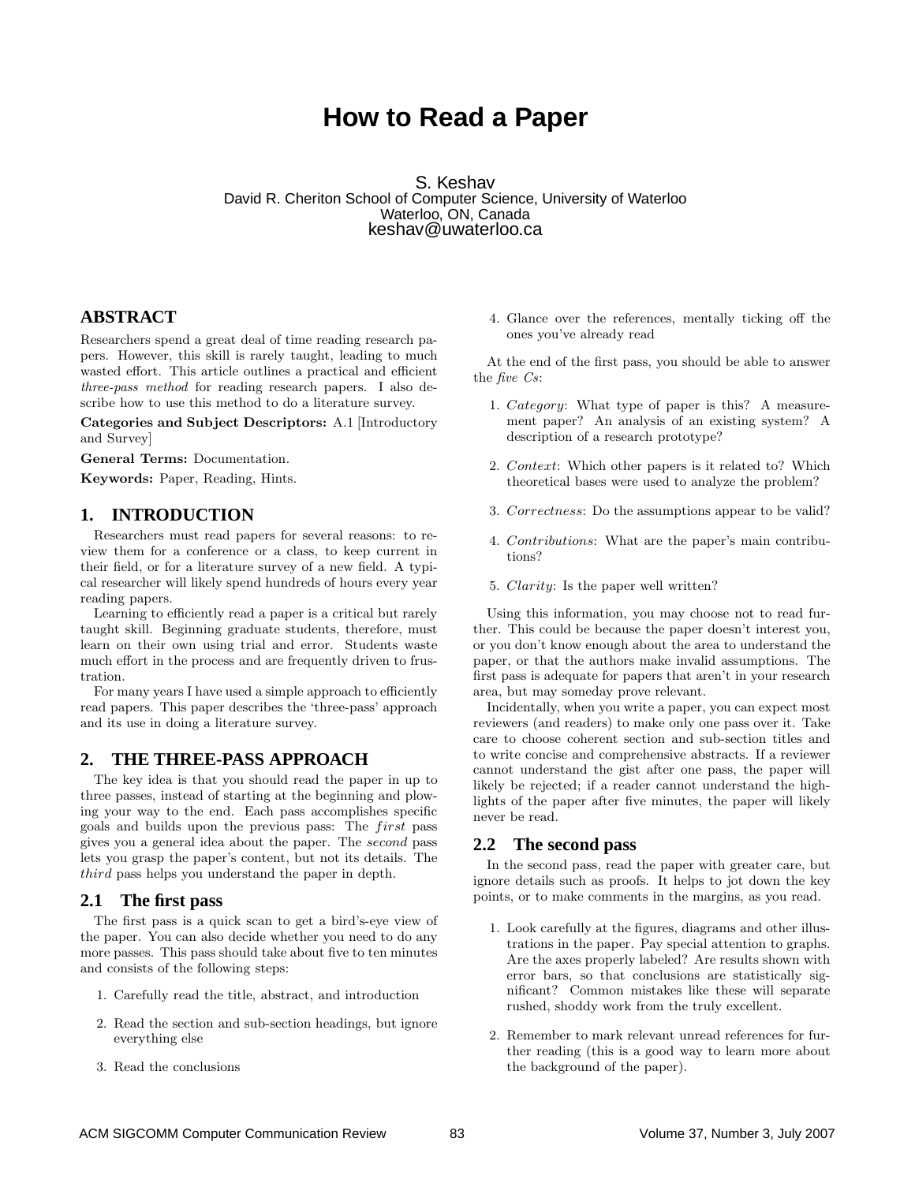# How to Read a Paper

S. Keshav
David R. Cheriton School of Computer Science, University of Waterloo
Waterloo, ON, Canada
keshav@uwaterloo.ca

## ABSTRACT

Researchers spend a great deal of time reading research papers. However, this skill is rarely taught, leading to much wasted effort. This article outlines a practical and efficient *three-pass method* for reading research papers. I also describe how to use this method to do a literature survey.

**Categories and Subject Descriptors:** A.1 [Introductory and Survey]

**General Terms:** Documentation.

**Keywords:** Paper, Reading, Hints.

## 1. INTRODUCTION

Researchers must read papers for several reasons: to review them for a conference or a class, to keep current in their field, or for a literature survey of a new field. A typical researcher will likely spend hundreds of hours every year reading papers.

Learning to efficiently read a paper is a critical but rarely taught skill. Beginning graduate students, therefore, must learn on their own using trial and error. Students waste much effort in the process and are frequently driven to frustration.

For many years I have used a simple approach to efficiently read papers. This paper describes the 'three-pass' approach and its use in doing a literature survey.

## 2. THE THREE-PASS APPROACH

The key idea is that you should read the paper in up to three passes, instead of starting at the beginning and plowing your way to the end. Each pass accomplishes specific goals and builds upon the previous pass: The *first* pass gives you a general idea about the paper. The *second* pass lets you grasp the paper's content, but not its details. The *third* pass helps you understand the paper in depth.

### 2.1 The first pass

The first pass is a quick scan to get a bird's-eye view of the paper. You can also decide whether you need to do any more passes. This pass should take about five to ten minutes and consists of the following steps:

1. Carefully read the title, abstract, and introduction
2. Read the section and sub-section headings, but ignore everything else
3. Read the conclusions
4. Glance over the references, mentally ticking off the ones you've already read

At the end of the first pass, you should be able to answer the *five Cs*:

1. *Category*: What type of paper is this? A measurement paper? An analysis of an existing system? A description of a research prototype?
2. *Context*: Which other papers is it related to? Which theoretical bases were used to analyze the problem?
3. *Correctness*: Do the assumptions appear to be valid?
4. *Contributions*: What are the paper's main contributions?
5. *Clarity*: Is the paper well written?

Using this information, you may choose not to read further. This could be because the paper doesn't interest you, or you don't know enough about the area to understand the paper, or that the authors make invalid assumptions. The first pass is adequate for papers that aren't in your research area, but may someday prove relevant.

Incidentally, when you write a paper, you can expect most reviewers (and readers) to make only one pass over it. Take care to choose coherent section and sub-section titles and to write concise and comprehensive abstracts. If a reviewer cannot understand the gist after one pass, the paper will likely be rejected; if a reader cannot understand the highlights of the paper after five minutes, the paper will likely never be read.

### 2.2 The second pass

In the second pass, read the paper with greater care, but ignore details such as proofs. It helps to jot down the key points, or to make comments in the margins, as you read.

1. Look carefully at the figures, diagrams and other illustrations in the paper. Pay special attention to graphs. Are the axes properly labeled? Are results shown with error bars, so that conclusions are statistically significant? Common mistakes like these will separate rushed, shoddy work from the truly excellent.
2. Remember to mark relevant unread references for further reading (this is a good way to learn more about the background of the paper).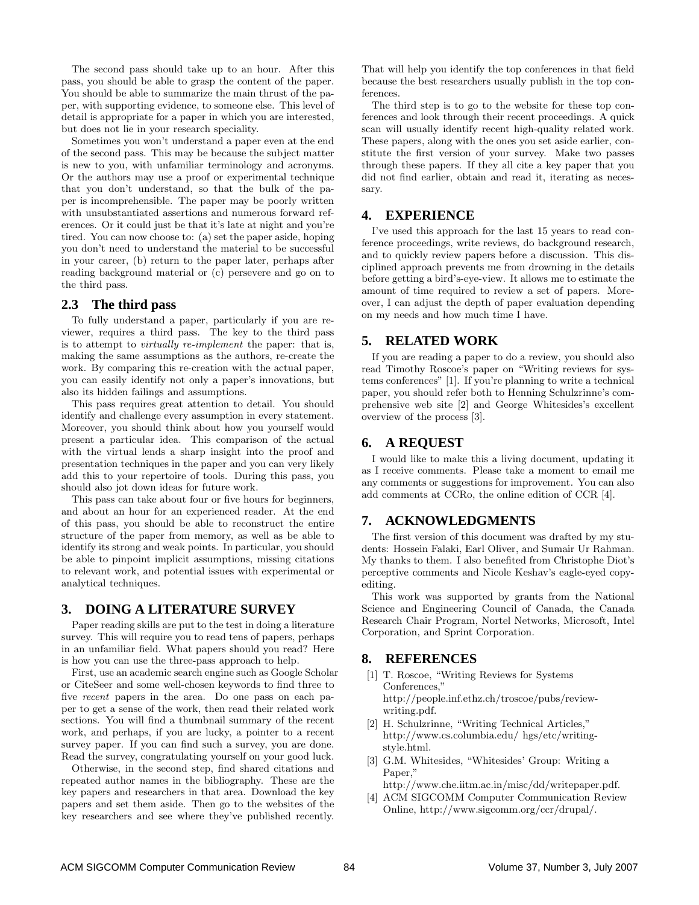The second pass should take up to an hour. After this pass, you should be able to grasp the content of the paper. You should be able to summarize the main thrust of the paper, with supporting evidence, to someone else. This level of detail is appropriate for a paper in which you are interested, but does not lie in your research speciality.

Sometimes you won't understand a paper even at the end of the second pass. This may be because the subject matter is new to you, with unfamiliar terminology and acronyms. Or the authors may use a proof or experimental technique that you don't understand, so that the bulk of the paper is incomprehensible. The paper may be poorly written with unsubstantiated assertions and numerous forward references. Or it could just be that it's late at night and you're tired. You can now choose to: (a) set the paper aside, hoping you don't need to understand the material to be successful in your career, (b) return to the paper later, perhaps after reading background material or (c) persevere and go on to the third pass.

## 2.3 The third pass

To fully understand a paper, particularly if you are reviewer, requires a third pass. The key to the third pass is to attempt to *virtually re-implement* the paper: that is, making the same assumptions as the authors, re-create the work. By comparing this re-creation with the actual paper, you can easily identify not only a paper's innovations, but also its hidden failings and assumptions.

This pass requires great attention to detail. You should identify and challenge every assumption in every statement. Moreover, you should think about how you yourself would present a particular idea. This comparison of the actual with the virtual lends a sharp insight into the proof and presentation techniques in the paper and you can very likely add this to your repertoire of tools. During this pass, you should also jot down ideas for future work.

This pass can take about four or five hours for beginners, and about an hour for an experienced reader. At the end of this pass, you should be able to reconstruct the entire structure of the paper from memory, as well as be able to identify its strong and weak points. In particular, you should be able to pinpoint implicit assumptions, missing citations to relevant work, and potential issues with experimental or analytical techniques.

# 3. DOING A LITERATURE SURVEY

Paper reading skills are put to the test in doing a literature survey. This will require you to read tens of papers, perhaps in an unfamiliar field. What papers should you read? Here is how you can use the three-pass approach to help.

First, use an academic search engine such as Google Scholar or CiteSeer and some well-chosen keywords to find three to five *recent* papers in the area. Do one pass on each paper to get a sense of the work, then read their related work sections. You will find a thumbnail summary of the recent work, and perhaps, if you are lucky, a pointer to a recent survey paper. If you can find such a survey, you are done. Read the survey, congratulating yourself on your good luck.

Otherwise, in the second step, find shared citations and repeated author names in the bibliography. These are the key papers and researchers in that area. Download the key papers and set them aside. Then go to the websites of the key researchers and see where they've published recently. That will help you identify the top conferences in that field because the best researchers usually publish in the top conferences.

The third step is to go to the website for these top conferences and look through their recent proceedings. A quick scan will usually identify recent high-quality related work. These papers, along with the ones you set aside earlier, constitute the first version of your survey. Make two passes through these papers. If they all cite a key paper that you did not find earlier, obtain and read it, iterating as necessary.

# 4. EXPERIENCE

I've used this approach for the last 15 years to read conference proceedings, write reviews, do background research, and to quickly review papers before a discussion. This disciplined approach prevents me from drowning in the details before getting a bird's-eye-view. It allows me to estimate the amount of time required to review a set of papers. Moreover, I can adjust the depth of paper evaluation depending on my needs and how much time I have.

# 5. RELATED WORK

If you are reading a paper to do a review, you should also read Timothy Roscoe's paper on "Writing reviews for systems conferences" [1]. If you're planning to write a technical paper, you should refer both to Henning Schulzrinne's comprehensive web site [2] and George Whitesides's excellent overview of the process [3].

# 6. A REQUEST

I would like to make this a living document, updating it as I receive comments. Please take a moment to email me any comments or suggestions for improvement. You can also add comments at CCRo, the online edition of CCR [4].

# 7. ACKNOWLEDGMENTS

The first version of this document was drafted by my students: Hossein Falaki, Earl Oliver, and Sumair Ur Rahman. My thanks to them. I also benefited from Christophe Diot's perceptive comments and Nicole Keshav's eagle-eyed copy-editing.

This work was supported by grants from the National Science and Engineering Council of Canada, the Canada Research Chair Program, Nortel Networks, Microsoft, Intel Corporation, and Sprint Corporation.

# 8. REFERENCES

[1] T. Roscoe, "Writing Reviews for Systems Conferences," http://people.inf.ethz.ch/troscoe/pubs/review-writing.pdf.

[2] H. Schulzrinne, "Writing Technical Articles," http://www.cs.columbia.edu/ hgs/etc/writing-style.html.

[3] G.M. Whitesides, "Whitesides' Group: Writing a Paper," http://www.che.iitm.ac.in/misc/dd/writepaper.pdf.

[4] ACM SIGCOMM Computer Communication Review Online, http://www.sigcomm.org/ccr/drupal/.